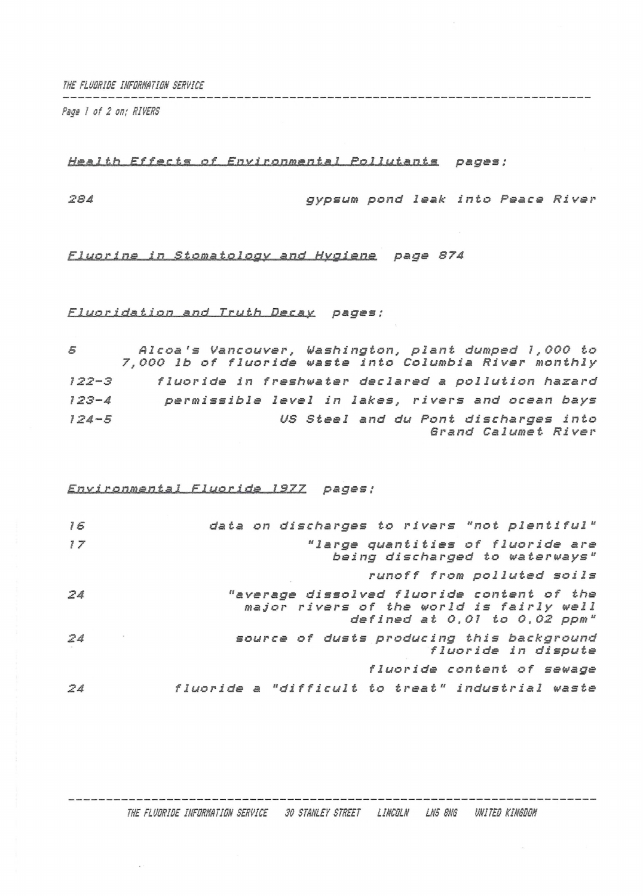THE FLUORIDE INFORMATION SERVICE

Page 1 of 2 on; RIVERS

<u>Health Effects of Environmental Pollutants</u> pages;

| | |
|---|---|
| 284 | gypsum pond leak into Peace River |

<u>Fluorine in Stomatology and Hygiene</u> page 874

<u>Fluoridation and Truth Decay</u> pages;

| | |
|---|---|
| 5 | Alcoa's Vancouver, Washington, plant dumped 1,000 to 7,000 lb of fluoride waste into Columbia River monthly |
| 122-3 | fluoride in freshwater declared a pollution hazard |
| 123-4 | permissible level in lakes, rivers and ocean bays |
| 124-5 | US Steel and du Pont discharges into Grand Calumet River |

<u>Environmental Fluoride 1977</u> pages;

| | |
|---|---|
| 16 | data on discharges to rivers "not plentiful" |
| 17 | "large quantities of fluoride are being discharged to waterways" |
| | runoff from polluted soils |
| 24 | "average dissolved fluoride content of the major rivers of the world is fairly well defined at 0.01 to 0.02 ppm" |
| 24 | source of dusts producing this background fluoride in dispute |
| | fluoride content of sewage |
| 24 | fluoride a "difficult to treat" industrial waste |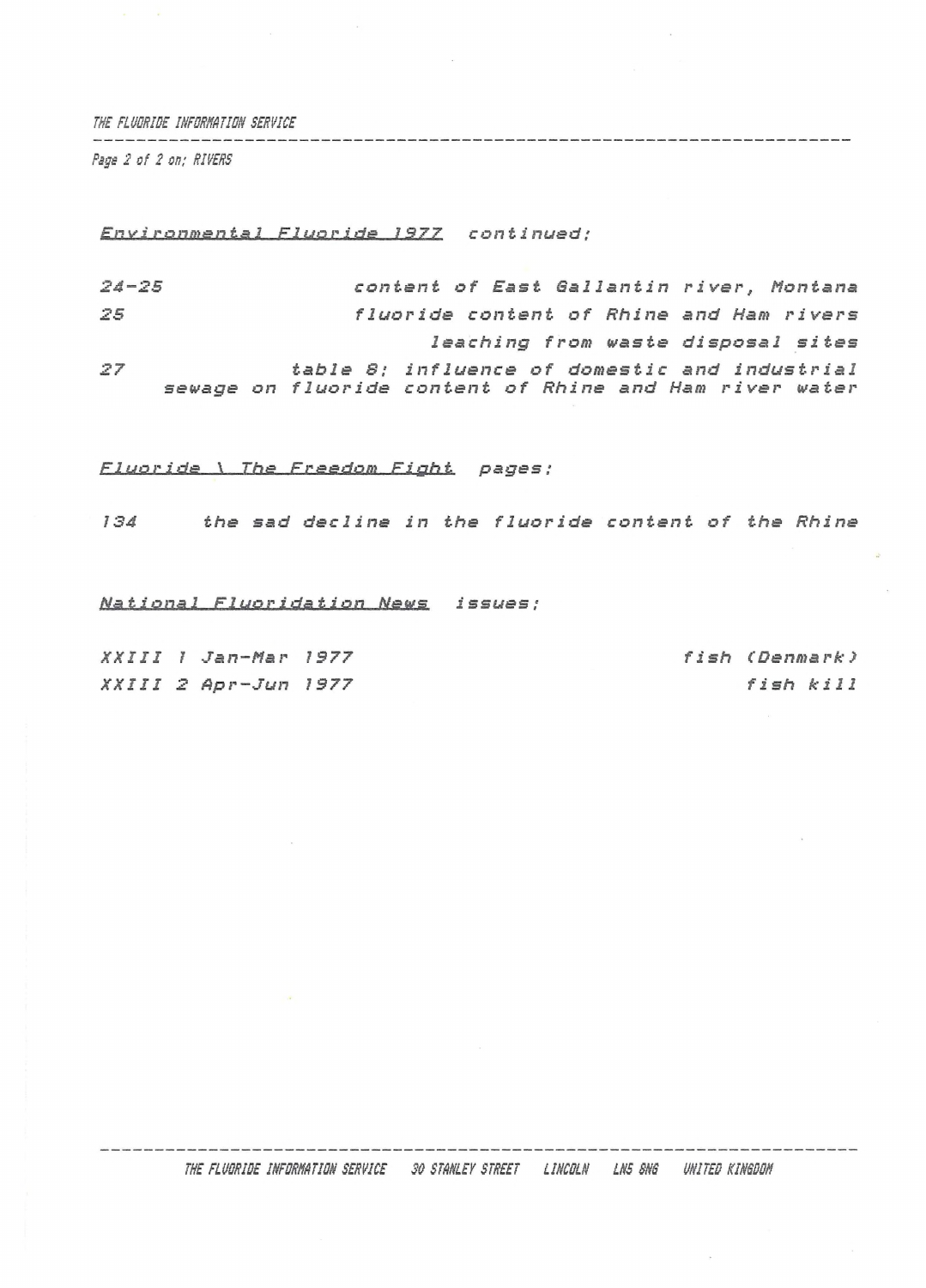Environmental Fluoride 1977 continued:

| | |
|---|---|
| 24-25 | content of East Gallantin river, Montana |
| 25 | fluoride content of Rhine and Ham rivers leaching from waste disposal sites |
| 27 | table 8; influence of domestic and industrial sewage on fluoride content of Rhine and Ham river water |

Fluoride \ The Freedom Fight pages:

| | |
|---|---|
| 134 | the sad decline in the fluoride content of the Rhine |

National Fluoridation News issues;

| | |
|---|---|
| XXIII 1 Jan-Mar 1977 | fish (Denmark) |
| XXIII 2 Apr-Jun 1977 | fish kill |